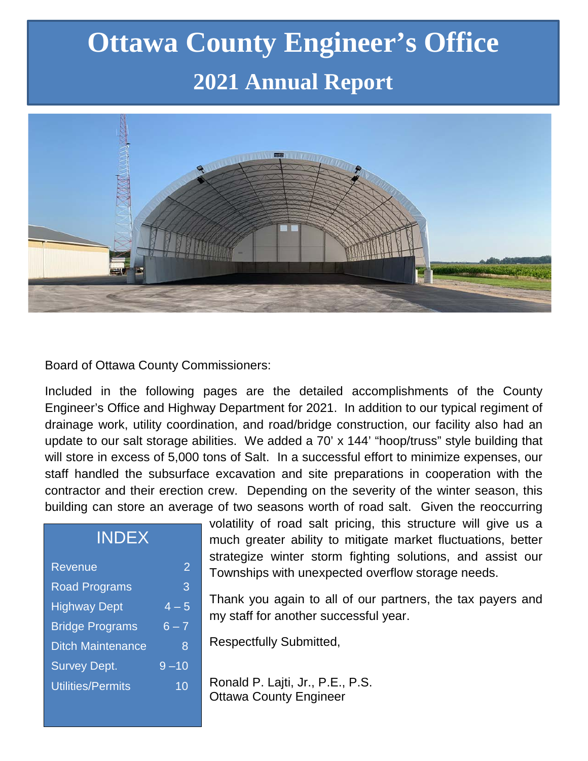# Ottawa County Engineer's Office

## 2021 Annual Report

Board of Ottawa County Commissioners:

Included in the following pages are the detailed accomplishments of the County Engineer's Office and Highway Department for 2021. In addition to our typical regiment of drainage work, utility coordination, and road/bridge construction, our facility also had an update to our salt storage abilities. We added a 70' x 144' "hoop/truss" style building that will store in excess of 5,000 tons of Salt. In a successful effort to minimize expenses, our staff handled the subsurface excavation and site preparations in cooperation with the contractor and their erection crew. Depending on the severity of the winter season, this building can store an average of two seasons worth of road salt. Given the reoccurring volatility of road salt pricing, this structure will give us a much greater ability to mitigate market fluctuations, better strategize winter storm fighting solutions, and assist our Townships with unexpected overflow storage needs.

Thank you again to all of our partners, the tax payers and my staff for another successful year.

Respectfully Submitted,

Ronald P. Lajti, Jr., P.E., P.S.
Ottawa County Engineer

### INDEX

| Section | Page |
|---|---|
| Revenue | 2 |
| Road Programs | 3 |
| Highway Dept | 4 – 5 |
| Bridge Programs | 6 – 7 |
| Ditch Maintenance | 8 |
| Survey Dept. | 9 –10 |
| Utilities/Permits | 10 |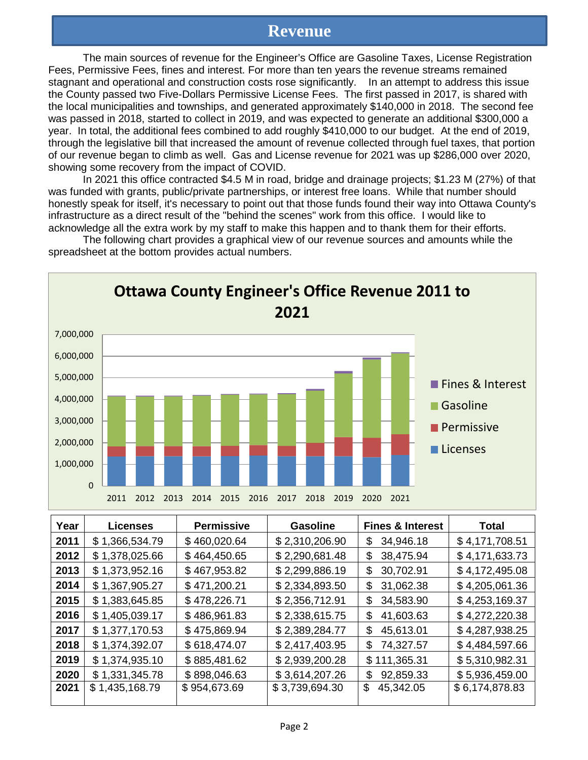# Revenue

The main sources of revenue for the Engineer's Office are Gasoline Taxes, License Registration Fees, Permissive Fees, fines and interest. For more than ten years the revenue streams remained stagnant and operational and construction costs rose significantly. In an attempt to address this issue the County passed two Five-Dollars Permissive License Fees. The first passed in 2017, is shared with the local municipalities and townships, and generated approximately $140,000 in 2018. The second fee was passed in 2018, started to collect in 2019, and was expected to generate an additional $300,000 a year. In total, the additional fees combined to add roughly $410,000 to our budget. At the end of 2019, through the legislative bill that increased the amount of revenue collected through fuel taxes, that portion of our revenue began to climb as well. Gas and License revenue for 2021 was up $286,000 over 2020, showing some recovery from the impact of COVID.

In 2021 this office contracted $4.5 M in road, bridge and drainage projects; $1.23 M (27%) of that was funded with grants, public/private partnerships, or interest free loans. While that number should honestly speak for itself, it's necessary to point out that those funds found their way into Ottawa County's infrastructure as a direct result of the "behind the scenes" work from this office. I would like to acknowledge all the extra work by my staff to make this happen and to thank them for their efforts.

The following chart provides a graphical view of our revenue sources and amounts while the spreadsheet at the bottom provides actual numbers.

**Ottawa County Engineer's Office Revenue 2011 to 2021**

| Year | Licenses | Permissive | Gasoline | Fines & Interest | Total |
|---|---|---|---|---|---|
| 2011 | $ 1,366,534.79 | $ 460,020.64 | $ 2,310,206.90 | $ 34,946.18 | $ 4,171,708.51 |
| 2012 | $ 1,378,025.66 | $ 464,450.65 | $ 2,290,681.48 | $ 38,475.94 | $ 4,171,633.73 |
| 2013 | $ 1,373,952.16 | $ 467,953.82 | $ 2,299,886.19 | $ 30,702.91 | $ 4,172,495.08 |
| 2014 | $ 1,367,905.27 | $ 471,200.21 | $ 2,334,893.50 | $ 31,062.38 | $ 4,205,061.36 |
| 2015 | $ 1,383,645.85 | $ 478,226.71 | $ 2,356,712.91 | $ 34,583.90 | $ 4,253,169.37 |
| 2016 | $ 1,405,039.17 | $ 486,961.83 | $ 2,338,615.75 | $ 41,603.63 | $ 4,272,220.38 |
| 2017 | $ 1,377,170.53 | $ 475,869.94 | $ 2,389,284.77 | $ 45,613.01 | $ 4,287,938.25 |
| 2018 | $ 1,374,392.07 | $ 618,474.07 | $ 2,417,403.95 | $ 74,327.57 | $ 4,484,597.66 |
| 2019 | $ 1,374,935.10 | $ 885,481.62 | $ 2,939,200.28 | $ 111,365.31 | $ 5,310,982.31 |
| 2020 | $ 1,331,345.78 | $ 898,046.63 | $ 3,614,207.26 | $ 92,859.33 | $ 5,936,459.00 |
| 2021 | $ 1,435,168.79 | $ 954,673.69 | $ 3,739,694.30 | $ 45,342.05 | $ 6,174,878.83 |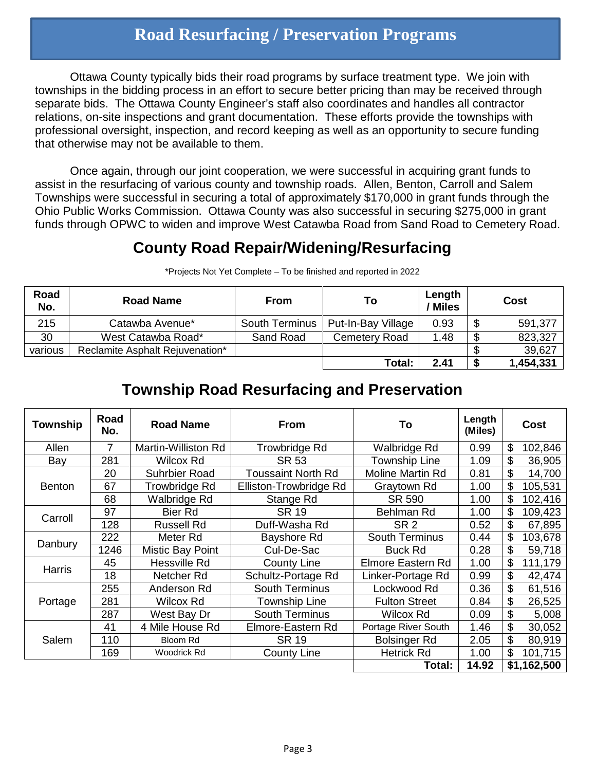# Road Resurfacing / Preservation Programs

Ottawa County typically bids their road programs by surface treatment type. We join with townships in the bidding process in an effort to secure better pricing than may be received through separate bids. The Ottawa County Engineer's staff also coordinates and handles all contractor relations, on-site inspections and grant documentation. These efforts provide the townships with professional oversight, inspection, and record keeping as well as an opportunity to secure funding that otherwise may not be available to them.

Once again, through our joint cooperation, we were successful in acquiring grant funds to assist in the resurfacing of various county and township roads. Allen, Benton, Carroll and Salem Townships were successful in securing a total of approximately $170,000 in grant funds through the Ohio Public Works Commission. Ottawa County was also successful in securing $275,000 in grant funds through OPWC to widen and improve West Catawba Road from Sand Road to Cemetery Road.

## County Road Repair/Widening/Resurfacing

*Projects Not Yet Complete – To be finished and reported in 2022

| Road No. | Road Name | From | To | Length / Miles | Cost |
|---|---|---|---|---|---|
| 215 | Catawba Avenue* | South Terminus | Put-In-Bay Village | 0.93 | $ 591,377 |
| 30 | West Catawba Road* | Sand Road | Cemetery Road | 1.48 | $ 823,327 |
| various | Reclamite Asphalt Rejuvenation* | | | | $ 39,627 |
| | | | **Total:** | **2.41** | **$ 1,454,331** |

## Township Road Resurfacing and Preservation

| Township | Road No. | Road Name | From | To | Length (Miles) | Cost |
|---|---|---|---|---|---|---|
| Allen | 7 | Martin-Williston Rd | Trowbridge Rd | Walbridge Rd | 0.99 | $ 102,846 |
| Bay | 281 | Wilcox Rd | SR 53 | Township Line | 1.09 | $ 36,905 |
| Benton | 20 | Suhrbier Road | Toussaint North Rd | Moline Martin Rd | 0.81 | $ 14,700 |
| | 67 | Trowbridge Rd | Elliston-Trowbridge Rd | Graytown Rd | 1.00 | $ 105,531 |
| | 68 | Walbridge Rd | Stange Rd | SR 590 | 1.00 | $ 102,416 |
| Carroll | 97 | Bier Rd | SR 19 | Behlman Rd | 1.00 | $ 109,423 |
| | 128 | Russell Rd | Duff-Washa Rd | SR 2 | 0.52 | $ 67,895 |
| Danbury | 222 | Meter Rd | Bayshore Rd | South Terminus | 0.44 | $ 103,678 |
| | 1246 | Mistic Bay Point | Cul-De-Sac | Buck Rd | 0.28 | $ 59,718 |
| Harris | 45 | Hessville Rd | County Line | Elmore Eastern Rd | 1.00 | $ 111,179 |
| | 18 | Netcher Rd | Schultz-Portage Rd | Linker-Portage Rd | 0.99 | $ 42,474 |
| Portage | 255 | Anderson Rd | South Terminus | Lockwood Rd | 0.36 | $ 61,516 |
| | 281 | Wilcox Rd | Township Line | Fulton Street | 0.84 | $ 26,525 |
| | 287 | West Bay Dr | South Terminus | Wilcox Rd | 0.09 | $ 5,008 |
| Salem | 41 | 4 Mile House Rd | Elmore-Eastern Rd | Portage River South | 1.46 | $ 30,052 |
| | 110 | Bloom Rd | SR 19 | Bolsinger Rd | 2.05 | $ 80,919 |
| | 169 | Woodrick Rd | County Line | Hetrick Rd | 1.00 | $ 101,715 |
| | | | | **Total:** | **14.92** | **$1,162,500** |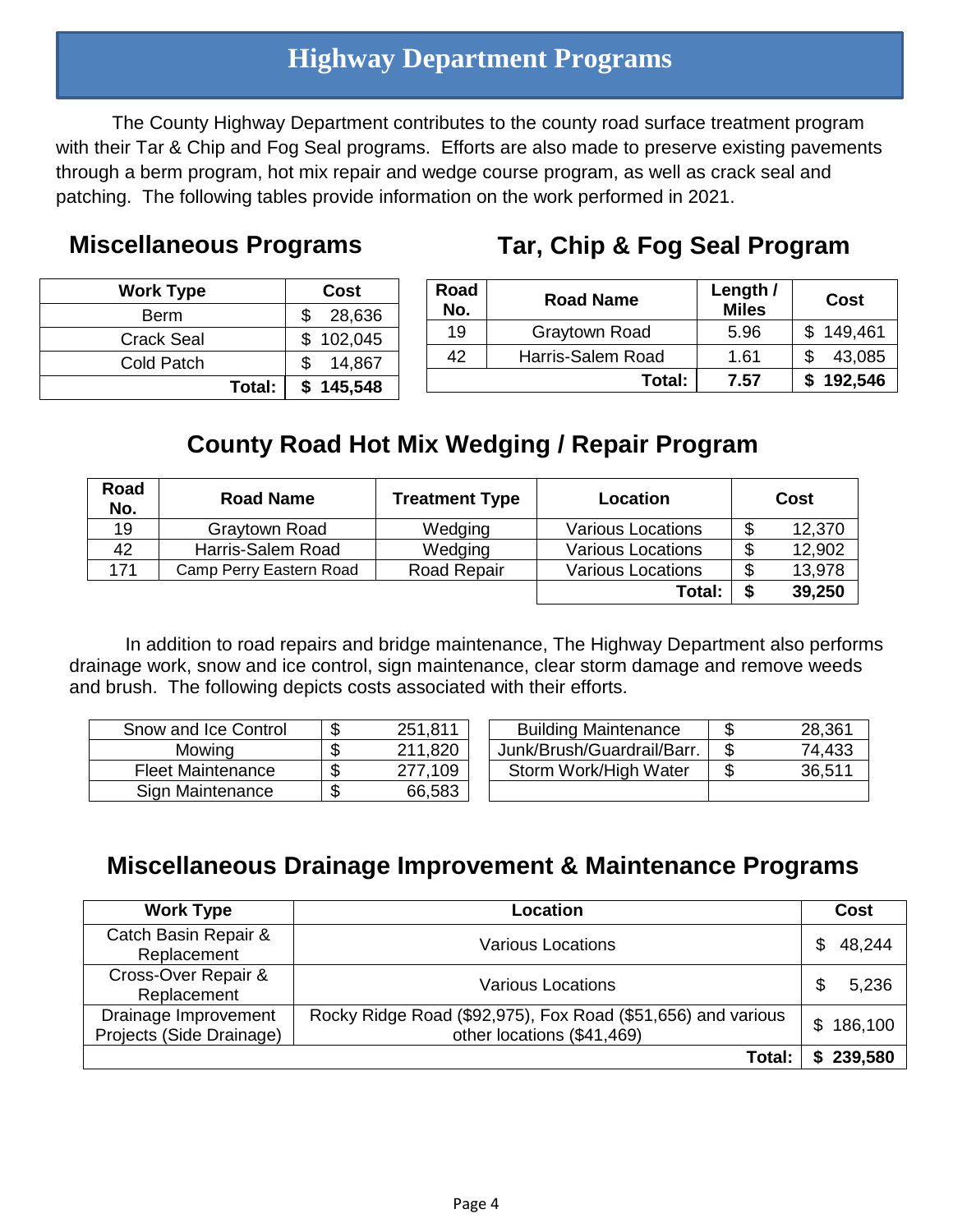# Highway Department Programs

The County Highway Department contributes to the county road surface treatment program with their Tar & Chip and Fog Seal programs. Efforts are also made to preserve existing pavements through a berm program, hot mix repair and wedge course program, as well as crack seal and patching. The following tables provide information on the work performed in 2021.

## Miscellaneous Programs

| Work Type | Cost |
|---|---|
| Berm | $ 28,636 |
| Crack Seal | $ 102,045 |
| Cold Patch | $ 14,867 |
| **Total:** | **$ 145,548** |

## Tar, Chip & Fog Seal Program

| Road No. | Road Name | Length / Miles | Cost |
|---|---|---|---|
| 19 | Graytown Road | 5.96 | $ 149,461 |
| 42 | Harris-Salem Road | 1.61 | $ 43,085 |
| | **Total:** | **7.57** | **$ 192,546** |

## County Road Hot Mix Wedging / Repair Program

| Road No. | Road Name | Treatment Type | Location | Cost |
|---|---|---|---|---|
| 19 | Graytown Road | Wedging | Various Locations | $ 12,370 |
| 42 | Harris-Salem Road | Wedging | Various Locations | $ 12,902 |
| 171 | Camp Perry Eastern Road | Road Repair | Various Locations | $ 13,978 |
| | | | **Total:** | **$ 39,250** |

In addition to road repairs and bridge maintenance, The Highway Department also performs drainage work, snow and ice control, sign maintenance, clear storm damage and remove weeds and brush. The following depicts costs associated with their efforts.

| Program | Cost |
|---|---|
| Snow and Ice Control | $ 251,811 |
| Mowing | $ 211,820 |
| Fleet Maintenance | $ 277,109 |
| Sign Maintenance | $ 66,583 |
| Building Maintenance | $ 28,361 |
| Junk/Brush/Guardrail/Barr. | $ 74,433 |
| Storm Work/High Water | $ 36,511 |

## Miscellaneous Drainage Improvement & Maintenance Programs

| Work Type | Location | Cost |
|---|---|---|
| Catch Basin Repair & Replacement | Various Locations | $ 48,244 |
| Cross-Over Repair & Replacement | Various Locations | $ 5,236 |
| Drainage Improvement Projects (Side Drainage) | Rocky Ridge Road ($92,975), Fox Road ($51,656) and various other locations ($41,469) | $ 186,100 |
| | **Total:** | **$ 239,580** |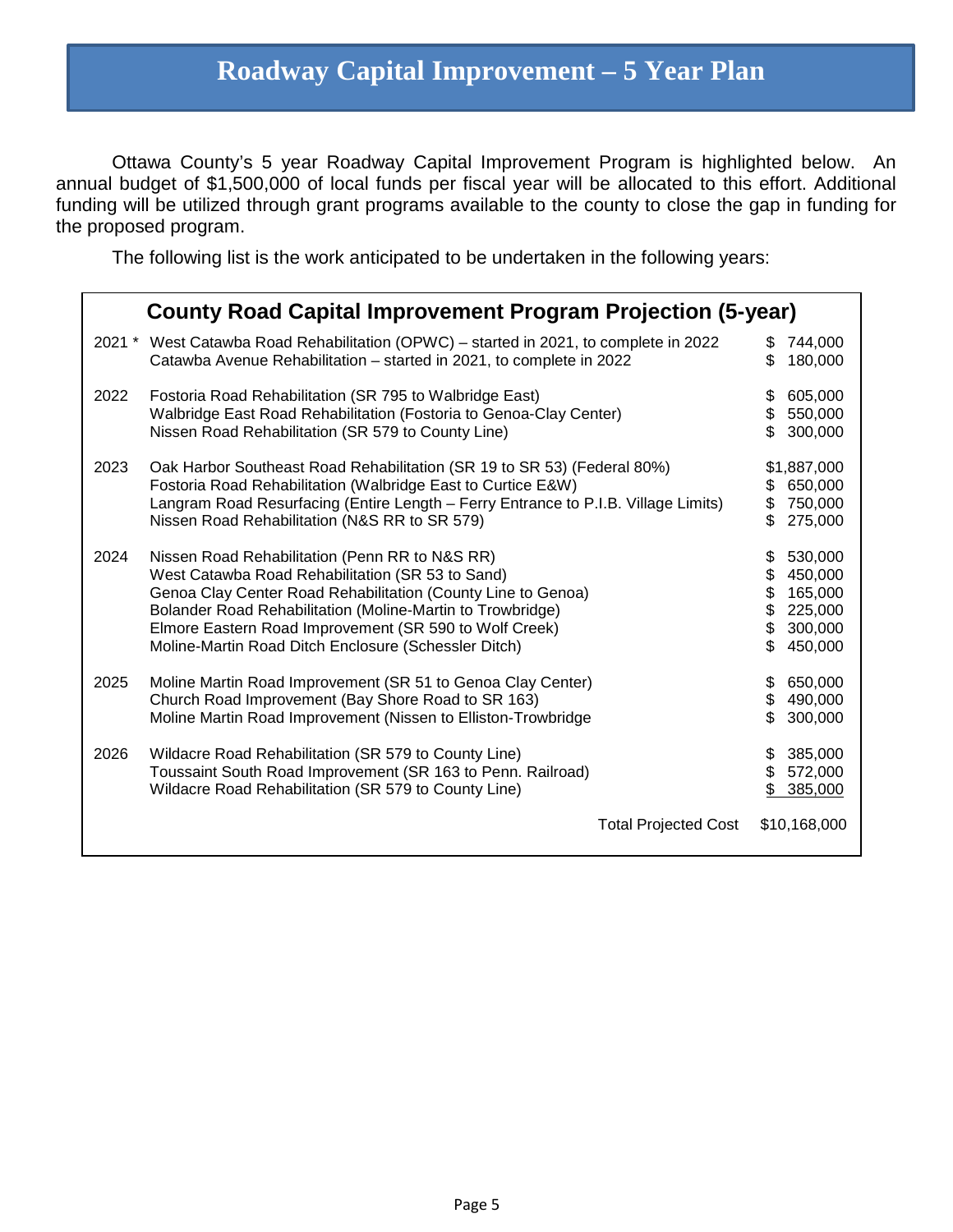# Roadway Capital Improvement – 5 Year Plan

Ottawa County's 5 year Roadway Capital Improvement Program is highlighted below. An annual budget of $1,500,000 of local funds per fiscal year will be allocated to this effort. Additional funding will be utilized through grant programs available to the county to close the gap in funding for the proposed program.

The following list is the work anticipated to be undertaken in the following years:

## County Road Capital Improvement Program Projection (5-year)

| Year | Project | Cost |
|---|---|---|
| 2021 * | West Catawba Road Rehabilitation (OPWC) – started in 2021, to complete in 2022 | $ 744,000 |
| | Catawba Avenue Rehabilitation – started in 2021, to complete in 2022 | $ 180,000 |
| 2022 | Fostoria Road Rehabilitation (SR 795 to Walbridge East) | $ 605,000 |
| | Walbridge East Road Rehabilitation (Fostoria to Genoa-Clay Center) | $ 550,000 |
| | Nissen Road Rehabilitation (SR 579 to County Line) | $ 300,000 |
| 2023 | Oak Harbor Southeast Road Rehabilitation (SR 19 to SR 53) (Federal 80%) | $1,887,000 |
| | Fostoria Road Rehabilitation (Walbridge East to Curtice E&W) | $ 650,000 |
| | Langram Road Resurfacing (Entire Length – Ferry Entrance to P.I.B. Village Limits) | $ 750,000 |
| | Nissen Road Rehabilitation (N&S RR to SR 579) | $ 275,000 |
| 2024 | Nissen Road Rehabilitation (Penn RR to N&S RR) | $ 530,000 |
| | West Catawba Road Rehabilitation (SR 53 to Sand) | $ 450,000 |
| | Genoa Clay Center Road Rehabilitation (County Line to Genoa) | $ 165,000 |
| | Bolander Road Rehabilitation (Moline-Martin to Trowbridge) | $ 225,000 |
| | Elmore Eastern Road Improvement (SR 590 to Wolf Creek) | $ 300,000 |
| | Moline-Martin Road Ditch Enclosure (Schessler Ditch) | $ 450,000 |
| 2025 | Moline Martin Road Improvement (SR 51 to Genoa Clay Center) | $ 650,000 |
| | Church Road Improvement (Bay Shore Road to SR 163) | $ 490,000 |
| | Moline Martin Road Improvement (Nissen to Elliston-Trowbridge | $ 300,000 |
| 2026 | Wildacre Road Rehabilitation (SR 579 to County Line) | $ 385,000 |
| | Toussaint South Road Improvement (SR 163 to Penn. Railroad) | $ 572,000 |
| | Wildacre Road Rehabilitation (SR 579 to County Line) | $ 385,000 |
| | Total Projected Cost | $10,168,000 |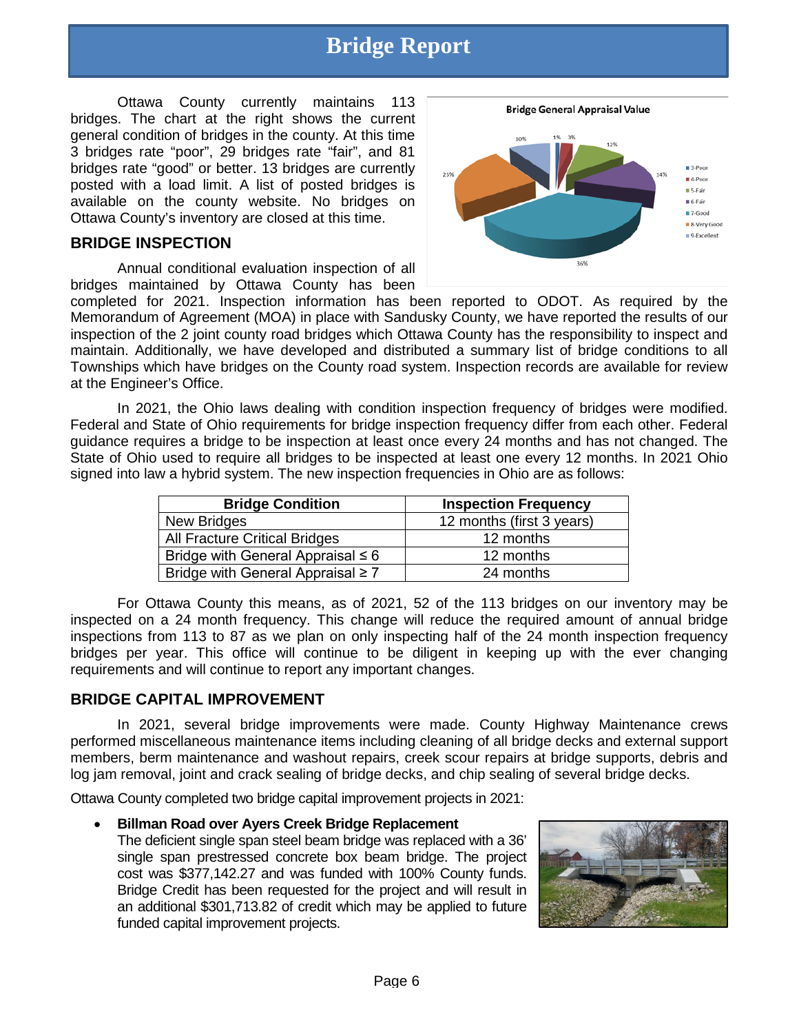# Bridge Report

Ottawa County currently maintains 113 bridges. The chart at the right shows the current general condition of bridges in the county. At this time 3 bridges rate "poor", 29 bridges rate "fair", and 81 bridges rate "good" or better. 13 bridges are currently posted with a load limit. A list of posted bridges is available on the county website. No bridges on Ottawa County's inventory are closed at this time.

## BRIDGE INSPECTION

Annual conditional evaluation inspection of all bridges maintained by Ottawa County has been completed for 2021. Inspection information has been reported to ODOT. As required by the Memorandum of Agreement (MOA) in place with Sandusky County, we have reported the results of our inspection of the 2 joint county road bridges which Ottawa County has the responsibility to inspect and maintain. Additionally, we have developed and distributed a summary list of bridge conditions to all Townships which have bridges on the County road system. Inspection records are available for review at the Engineer's Office.

In 2021, the Ohio laws dealing with condition inspection frequency of bridges were modified. Federal and State of Ohio requirements for bridge inspection frequency differ from each other. Federal guidance requires a bridge to be inspection at least once every 24 months and has not changed. The State of Ohio used to require all bridges to be inspected at least one every 12 months. In 2021 Ohio signed into law a hybrid system. The new inspection frequencies in Ohio are as follows:

| Bridge Condition | Inspection Frequency |
|---|---|
| New Bridges | 12 months (first 3 years) |
| All Fracture Critical Bridges | 12 months |
| Bridge with General Appraisal ≤ 6 | 12 months |
| Bridge with General Appraisal ≥ 7 | 24 months |

For Ottawa County this means, as of 2021, 52 of the 113 bridges on our inventory may be inspected on a 24 month frequency. This change will reduce the required amount of annual bridge inspections from 113 to 87 as we plan on only inspecting half of the 24 month inspection frequency bridges per year. This office will continue to be diligent in keeping up with the ever changing requirements and will continue to report any important changes.

## BRIDGE CAPITAL IMPROVEMENT

In 2021, several bridge improvements were made. County Highway Maintenance crews performed miscellaneous maintenance items including cleaning of all bridge decks and external support members, berm maintenance and washout repairs, creek scour repairs at bridge supports, debris and log jam removal, joint and crack sealing of bridge decks, and chip sealing of several bridge decks.

Ottawa County completed two bridge capital improvement projects in 2021:

- **Billman Road over Ayers Creek Bridge Replacement**
  The deficient single span steel beam bridge was replaced with a 36' single span prestressed concrete box beam bridge. The project cost was $377,142.27 and was funded with 100% County funds. Bridge Credit has been requested for the project and will result in an additional $301,713.82 of credit which may be applied to future funded capital improvement projects.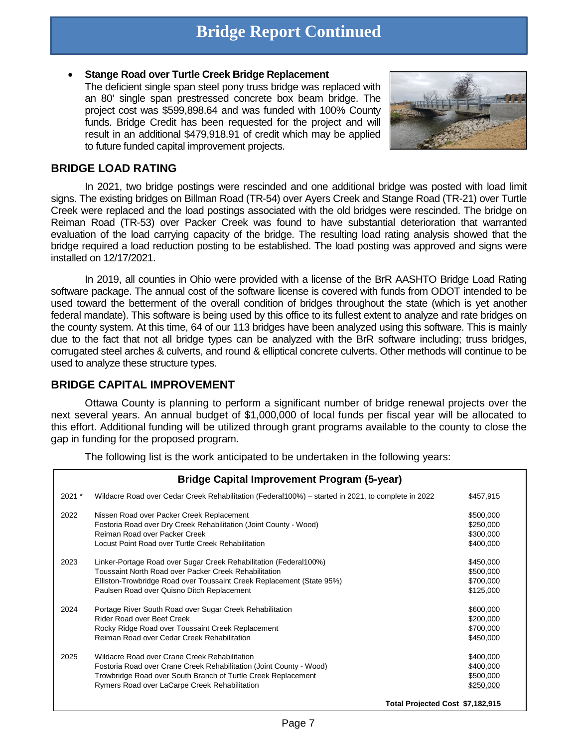# Bridge Report Continued

- **Stange Road over Turtle Creek Bridge Replacement**
  The deficient single span steel pony truss bridge was replaced with an 80' single span prestressed concrete box beam bridge. The project cost was $599,898.64 and was funded with 100% County funds. Bridge Credit has been requested for the project and will result in an additional $479,918.91 of credit which may be applied to future funded capital improvement projects.

## BRIDGE LOAD RATING

In 2021, two bridge postings were rescinded and one additional bridge was posted with load limit signs. The existing bridges on Billman Road (TR-54) over Ayers Creek and Stange Road (TR-21) over Turtle Creek were replaced and the load postings associated with the old bridges were rescinded. The bridge on Reiman Road (TR-53) over Packer Creek was found to have substantial deterioration that warranted evaluation of the load carrying capacity of the bridge. The resulting load rating analysis showed that the bridge required a load reduction posting to be established. The load posting was approved and signs were installed on 12/17/2021.

In 2019, all counties in Ohio were provided with a license of the BrR AASHTO Bridge Load Rating software package. The annual cost of the software license is covered with funds from ODOT intended to be used toward the betterment of the overall condition of bridges throughout the state (which is yet another federal mandate). This software is being used by this office to its fullest extent to analyze and rate bridges on the county system. At this time, 64 of our 113 bridges have been analyzed using this software. This is mainly due to the fact that not all bridge types can be analyzed with the BrR software including; truss bridges, corrugated steel arches & culverts, and round & elliptical concrete culverts. Other methods will continue to be used to analyze these structure types.

## BRIDGE CAPITAL IMPROVEMENT

Ottawa County is planning to perform a significant number of bridge renewal projects over the next several years. An annual budget of $1,000,000 of local funds per fiscal year will be allocated to this effort. Additional funding will be utilized through grant programs available to the county to close the gap in funding for the proposed program.

The following list is the work anticipated to be undertaken in the following years:

| Bridge Capital Improvement Program (5-year) | | |
|---|---|---|
| 2021 * | Wildacre Road over Cedar Creek Rehabilitation (Federal100%) – started in 2021, to complete in 2022 | $457,915 |
| 2022 | Nissen Road over Packer Creek Replacement | $500,000 |
| | Fostoria Road over Dry Creek Rehabilitation (Joint County - Wood) | $250,000 |
| | Reiman Road over Packer Creek | $300,000 |
| | Locust Point Road over Turtle Creek Rehabilitation | $400,000 |
| 2023 | Linker-Portage Road over Sugar Creek Rehabilitation (Federal100%) | $450,000 |
| | Toussaint North Road over Packer Creek Rehabilitation | $500,000 |
| | Elliston-Trowbridge Road over Toussaint Creek Replacement (State 95%) | $700,000 |
| | Paulsen Road over Quisno Ditch Replacement | $125,000 |
| 2024 | Portage River South Road over Sugar Creek Rehabilitation | $600,000 |
| | Rider Road over Beef Creek | $200,000 |
| | Rocky Ridge Road over Toussaint Creek Replacement | $700,000 |
| | Reiman Road over Cedar Creek Rehabilitation | $450,000 |
| 2025 | Wildacre Road over Crane Creek Rehabilitation | $400,000 |
| | Fostoria Road over Crane Creek Rehabilitation (Joint County - Wood) | $400,000 |
| | Trowbridge Road over South Branch of Turtle Creek Replacement | $500,000 |
| | Rymers Road over LaCarpe Creek Rehabilitation | $250,000 |
| | **Total Projected Cost** | **$7,182,915** |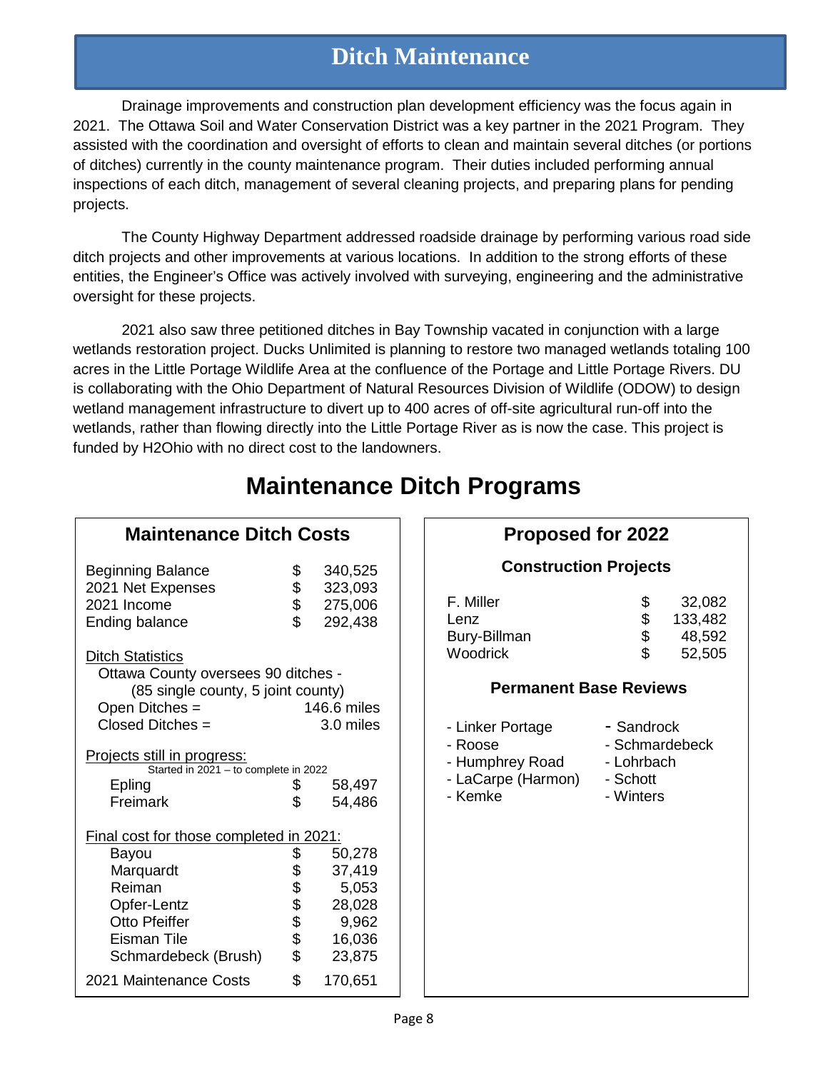# Ditch Maintenance

Drainage improvements and construction plan development efficiency was the focus again in 2021. The Ottawa Soil and Water Conservation District was a key partner in the 2021 Program. They assisted with the coordination and oversight of efforts to clean and maintain several ditches (or portions of ditches) currently in the county maintenance program. Their duties included performing annual inspections of each ditch, management of several cleaning projects, and preparing plans for pending projects.

The County Highway Department addressed roadside drainage by performing various road side ditch projects and other improvements at various locations. In addition to the strong efforts of these entities, the Engineer's Office was actively involved with surveying, engineering and the administrative oversight for these projects.

2021 also saw three petitioned ditches in Bay Township vacated in conjunction with a large wetlands restoration project. Ducks Unlimited is planning to restore two managed wetlands totaling 100 acres in the Little Portage Wildlife Area at the confluence of the Portage and Little Portage Rivers. DU is collaborating with the Ohio Department of Natural Resources Division of Wildlife (ODOW) to design wetland management infrastructure to divert up to 400 acres of off-site agricultural run-off into the wetlands, rather than flowing directly into the Little Portage River as is now the case. This project is funded by H2Ohio with no direct cost to the landowners.

# Maintenance Ditch Programs

## Maintenance Ditch Costs

| | |
|---|---|
| Beginning Balance | $ 340,525 |
| 2021 Net Expenses | $ 323,093 |
| 2021 Income | $ 275,006 |
| Ending balance | $ 292,438 |

**Ditch Statistics**

Ottawa County oversees 90 ditches - (85 single county, 5 joint county)

| | |
|---|---|
| Open Ditches = | 146.6 miles |
| Closed Ditches = | 3.0 miles |

**Projects still in progress:**
Started in 2021 – to complete in 2022

| | |
|---|---|
| Epling | $ 58,497 |
| Freimark | $ 54,486 |

**Final cost for those completed in 2021:**

| | |
|---|---|
| Bayou | $ 50,278 |
| Marquardt | $ 37,419 |
| Reiman | $ 5,053 |
| Opfer-Lentz | $ 28,028 |
| Otto Pfeiffer | $ 9,962 |
| Eisman Tile | $ 16,036 |
| Schmardebeck (Brush) | $ 23,875 |
| 2021 Maintenance Costs | $ 170,651 |

## Proposed for 2022

### Construction Projects

| | |
|---|---|
| F. Miller | $ 32,082 |
| Lenz | $ 133,482 |
| Bury-Billman | $ 48,592 |
| Woodrick | $ 52,505 |

### Permanent Base Reviews

- Linker Portage
- Roose
- Humphrey Road
- LaCarpe (Harmon)
- Kemke
- Sandrock
- Schmardebeck
- Lohrbach
- Schott
- Winters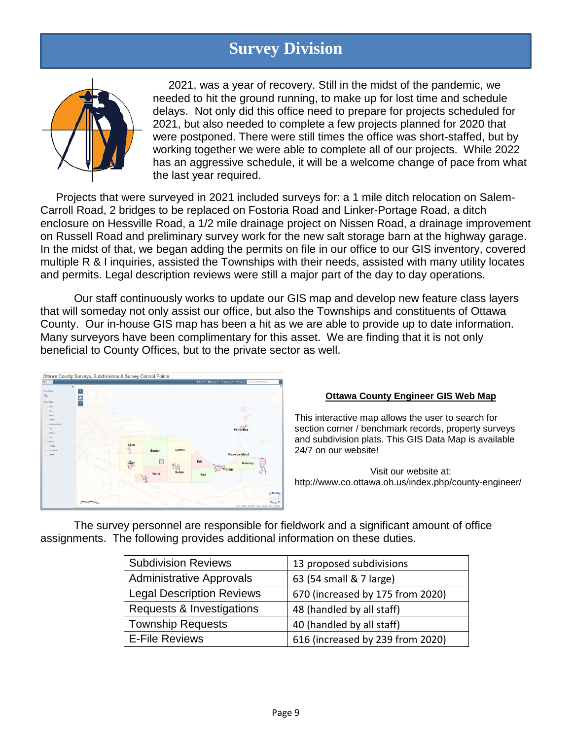# Survey Division

2021, was a year of recovery. Still in the midst of the pandemic, we needed to hit the ground running, to make up for lost time and schedule delays. Not only did this office need to prepare for projects scheduled for 2021, but also needed to complete a few projects planned for 2020 that were postponed. There were still times the office was short-staffed, but by working together we were able to complete all of our projects. While 2022 has an aggressive schedule, it will be a welcome change of pace from what the last year required.

Projects that were surveyed in 2021 included surveys for: a 1 mile ditch relocation on Salem-Carroll Road, 2 bridges to be replaced on Fostoria Road and Linker-Portage Road, a ditch enclosure on Hessville Road, a 1/2 mile drainage project on Nissen Road, a drainage improvement on Russell Road and preliminary survey work for the new salt storage barn at the highway garage. In the midst of that, we began adding the permits on file in our office to our GIS inventory, covered multiple R & I inquiries, assisted the Townships with their needs, assisted with many utility locates and permits. Legal description reviews were still a major part of the day to day operations.

Our staff continuously works to update our GIS map and develop new feature class layers that will someday not only assist our office, but also the Townships and constituents of Ottawa County. Our in-house GIS map has been a hit as we are able to provide up to date information. Many surveyors have been complimentary for this asset. We are finding that it is not only beneficial to County Offices, but to the private sector as well.

**Ottawa County Engineer GIS Web Map**

This interactive map allows the user to search for section corner / benchmark records, property surveys and subdivision plats. This GIS Data Map is available 24/7 on our website!

Visit our website at:
http://www.co.ottawa.oh.us/index.php/county-engineer/

The survey personnel are responsible for fieldwork and a significant amount of office assignments. The following provides additional information on these duties.

| | |
|---|---|
| Subdivision Reviews | 13 proposed subdivisions |
| Administrative Approvals | 63 (54 small & 7 large) |
| Legal Description Reviews | 670 (increased by 175 from 2020) |
| Requests & Investigations | 48 (handled by all staff) |
| Township Requests | 40 (handled by all staff) |
| E-File Reviews | 616 (increased by 239 from 2020) |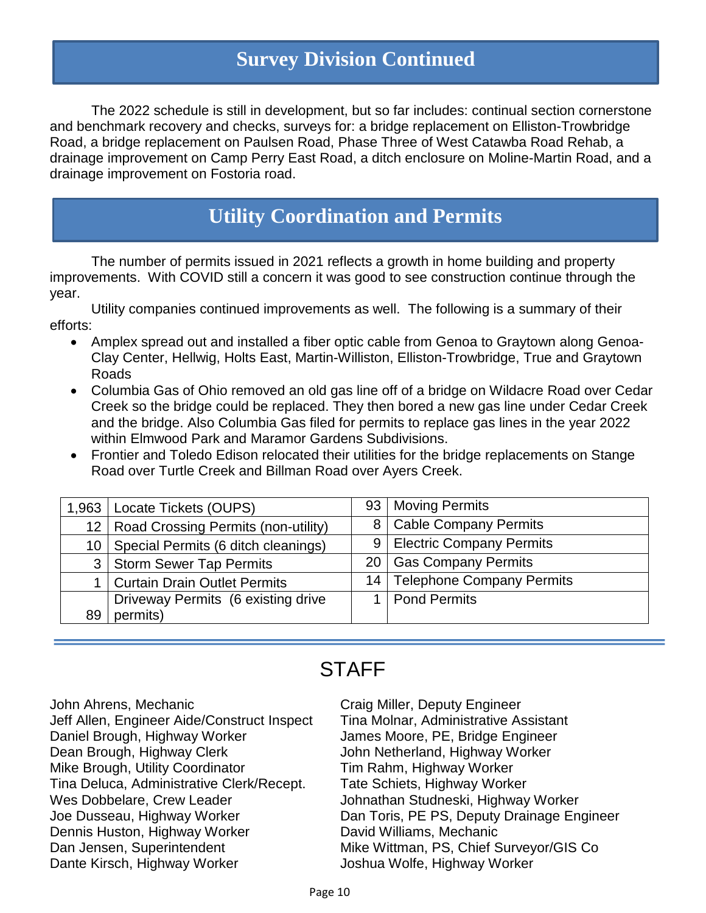## Survey Division Continued

The 2022 schedule is still in development, but so far includes: continual section cornerstone and benchmark recovery and checks, surveys for: a bridge replacement on Elliston-Trowbridge Road, a bridge replacement on Paulsen Road, Phase Three of West Catawba Road Rehab, a drainage improvement on Camp Perry East Road, a ditch enclosure on Moline-Martin Road, and a drainage improvement on Fostoria road.

## Utility Coordination and Permits

The number of permits issued in 2021 reflects a growth in home building and property improvements. With COVID still a concern it was good to see construction continue through the year.

Utility companies continued improvements as well. The following is a summary of their efforts:

- Amplex spread out and installed a fiber optic cable from Genoa to Graytown along Genoa-Clay Center, Hellwig, Holts East, Martin-Williston, Elliston-Trowbridge, True and Graytown Roads
- Columbia Gas of Ohio removed an old gas line off of a bridge on Wildacre Road over Cedar Creek so the bridge could be replaced. They then bored a new gas line under Cedar Creek and the bridge. Also Columbia Gas filed for permits to replace gas lines in the year 2022 within Elmwood Park and Maramor Gardens Subdivisions.
- Frontier and Toledo Edison relocated their utilities for the bridge replacements on Stange Road over Turtle Creek and Billman Road over Ayers Creek.

| | | | |
|---|---|---|---|
| 1,963 | Locate Tickets (OUPS) | 93 | Moving Permits |
| 12 | Road Crossing Permits (non-utility) | 8 | Cable Company Permits |
| 10 | Special Permits (6 ditch cleanings) | 9 | Electric Company Permits |
| 3 | Storm Sewer Tap Permits | 20 | Gas Company Permits |
| 1 | Curtain Drain Outlet Permits | 14 | Telephone Company Permits |
| 89 | Driveway Permits (6 existing drive permits) | 1 | Pond Permits |

## STAFF

John Ahrens, Mechanic
Jeff Allen, Engineer Aide/Construct Inspect
Daniel Brough, Highway Worker
Dean Brough, Highway Clerk
Mike Brough, Utility Coordinator
Tina Deluca, Administrative Clerk/Recept.
Wes Dobbelare, Crew Leader
Joe Dusseau, Highway Worker
Dennis Huston, Highway Worker
Dan Jensen, Superintendent
Dante Kirsch, Highway Worker
Craig Miller, Deputy Engineer
Tina Molnar, Administrative Assistant
James Moore, PE, Bridge Engineer
John Netherland, Highway Worker
Tim Rahm, Highway Worker
Tate Schiets, Highway Worker
Johnathan Studneski, Highway Worker
Dan Toris, PE PS, Deputy Drainage Engineer
David Williams, Mechanic
Mike Wittman, PS, Chief Surveyor/GIS Co
Joshua Wolfe, Highway Worker